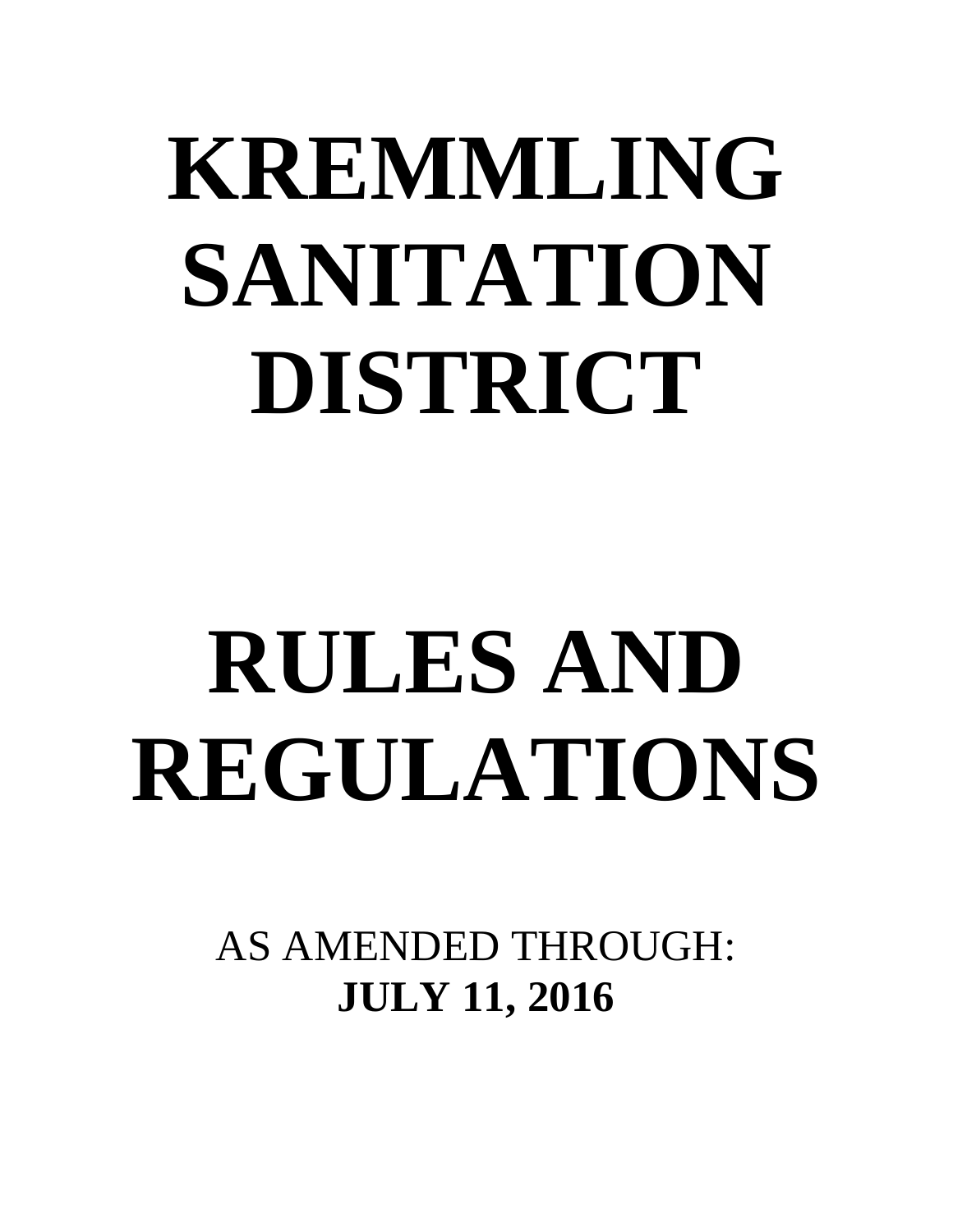# KREMMLING SANITATION DISTRICT

# RULES AND REGULATIONS

AS AMENDED THROUGH:
**JULY 11, 2016**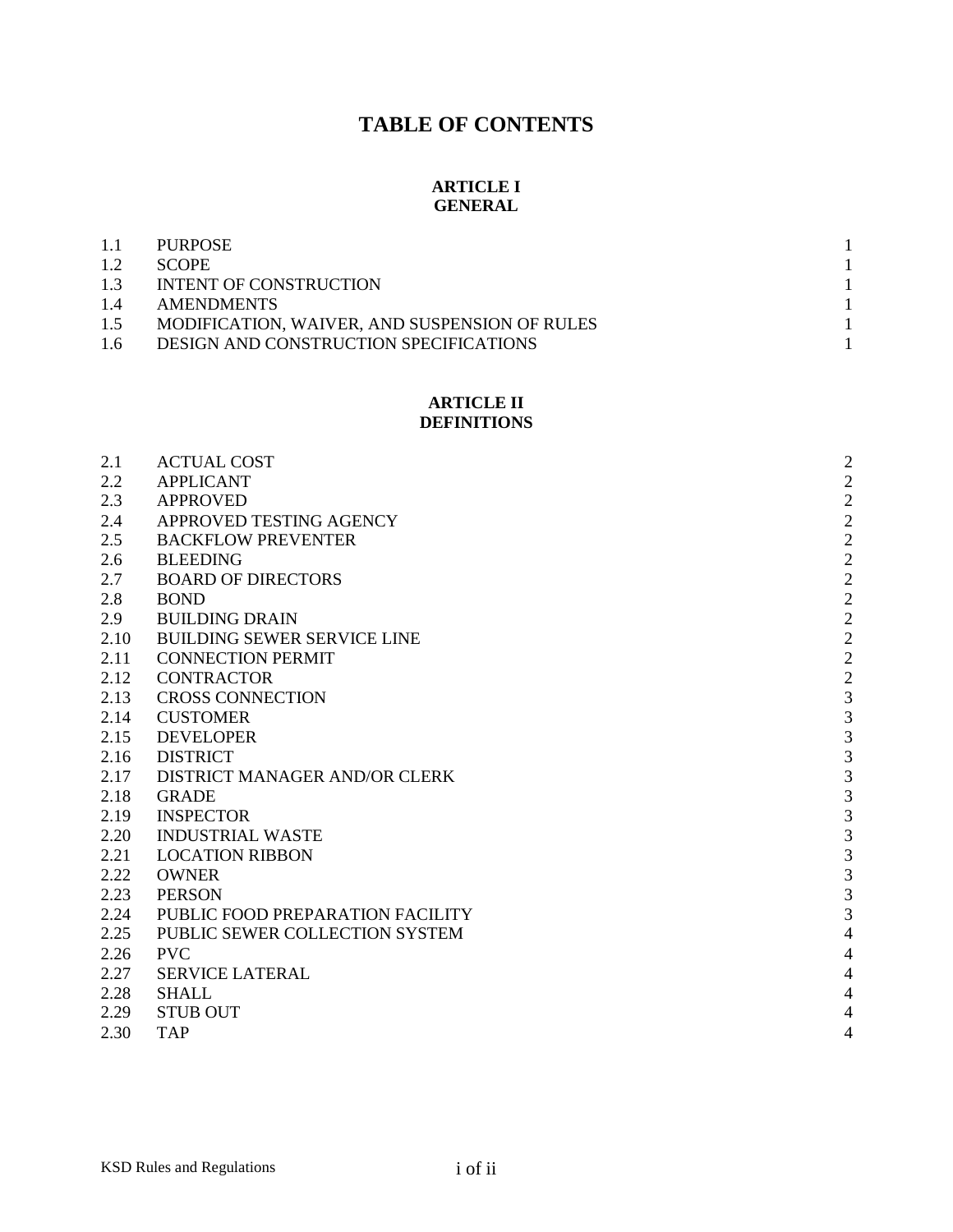# TABLE OF CONTENTS

## ARTICLE I
## GENERAL

| | | |
|---|---|---|
| 1.1 | PURPOSE | 1 |
| 1.2 | SCOPE | 1 |
| 1.3 | INTENT OF CONSTRUCTION | 1 |
| 1.4 | AMENDMENTS | 1 |
| 1.5 | MODIFICATION, WAIVER, AND SUSPENSION OF RULES | 1 |
| 1.6 | DESIGN AND CONSTRUCTION SPECIFICATIONS | 1 |

## ARTICLE II
## DEFINITIONS

| | | |
|---|---|---|
| 2.1 | ACTUAL COST | 2 |
| 2.2 | APPLICANT | 2 |
| 2.3 | APPROVED | 2 |
| 2.4 | APPROVED TESTING AGENCY | 2 |
| 2.5 | BACKFLOW PREVENTER | 2 |
| 2.6 | BLEEDING | 2 |
| 2.7 | BOARD OF DIRECTORS | 2 |
| 2.8 | BOND | 2 |
| 2.9 | BUILDING DRAIN | 2 |
| 2.10 | BUILDING SEWER SERVICE LINE | 2 |
| 2.11 | CONNECTION PERMIT | 2 |
| 2.12 | CONTRACTOR | 2 |
| 2.13 | CROSS CONNECTION | 3 |
| 2.14 | CUSTOMER | 3 |
| 2.15 | DEVELOPER | 3 |
| 2.16 | DISTRICT | 3 |
| 2.17 | DISTRICT MANAGER AND/OR CLERK | 3 |
| 2.18 | GRADE | 3 |
| 2.19 | INSPECTOR | 3 |
| 2.20 | INDUSTRIAL WASTE | 3 |
| 2.21 | LOCATION RIBBON | 3 |
| 2.22 | OWNER | 3 |
| 2.23 | PERSON | 3 |
| 2.24 | PUBLIC FOOD PREPARATION FACILITY | 3 |
| 2.25 | PUBLIC SEWER COLLECTION SYSTEM | 4 |
| 2.26 | PVC | 4 |
| 2.27 | SERVICE LATERAL | 4 |
| 2.28 | SHALL | 4 |
| 2.29 | STUB OUT | 4 |
| 2.30 | TAP | 4 |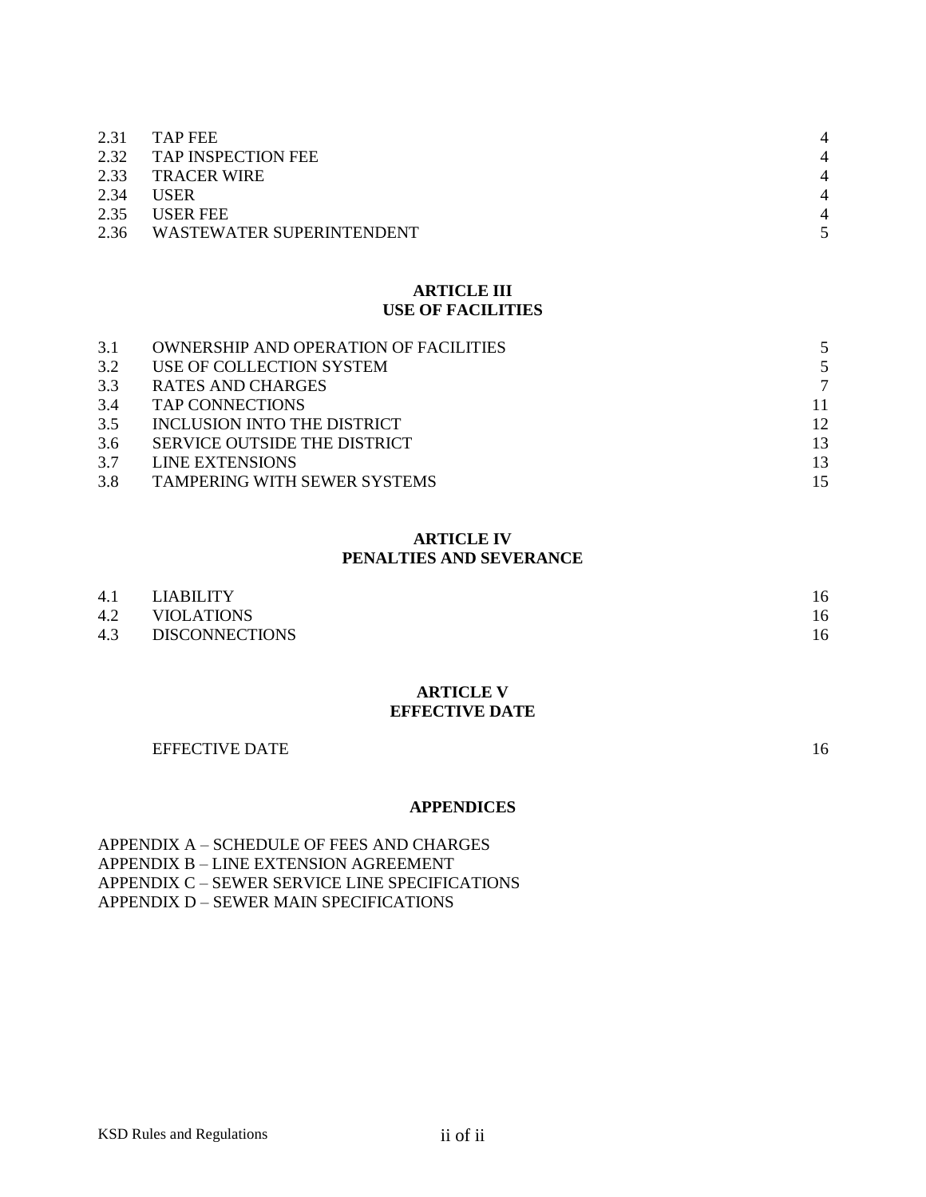| | | |
|---|---|---|
| 2.31 | TAP FEE | 4 |
| 2.32 | TAP INSPECTION FEE | 4 |
| 2.33 | TRACER WIRE | 4 |
| 2.34 | USER | 4 |
| 2.35 | USER FEE | 4 |
| 2.36 | WASTEWATER SUPERINTENDENT | 5 |

## ARTICLE III
## USE OF FACILITIES

| | | |
|---|---|---|
| 3.1 | OWNERSHIP AND OPERATION OF FACILITIES | 5 |
| 3.2 | USE OF COLLECTION SYSTEM | 5 |
| 3.3 | RATES AND CHARGES | 7 |
| 3.4 | TAP CONNECTIONS | 11 |
| 3.5 | INCLUSION INTO THE DISTRICT | 12 |
| 3.6 | SERVICE OUTSIDE THE DISTRICT | 13 |
| 3.7 | LINE EXTENSIONS | 13 |
| 3.8 | TAMPERING WITH SEWER SYSTEMS | 15 |

## ARTICLE IV
## PENALTIES AND SEVERANCE

| | | |
|---|---|---|
| 4.1 | LIABILITY | 16 |
| 4.2 | VIOLATIONS | 16 |
| 4.3 | DISCONNECTIONS | 16 |

## ARTICLE V
## EFFECTIVE DATE

| | |
|---|---|
| EFFECTIVE DATE | 16 |

## APPENDICES

APPENDIX A – SCHEDULE OF FEES AND CHARGES
APPENDIX B – LINE EXTENSION AGREEMENT
APPENDIX C – SEWER SERVICE LINE SPECIFICATIONS
APPENDIX D – SEWER MAIN SPECIFICATIONS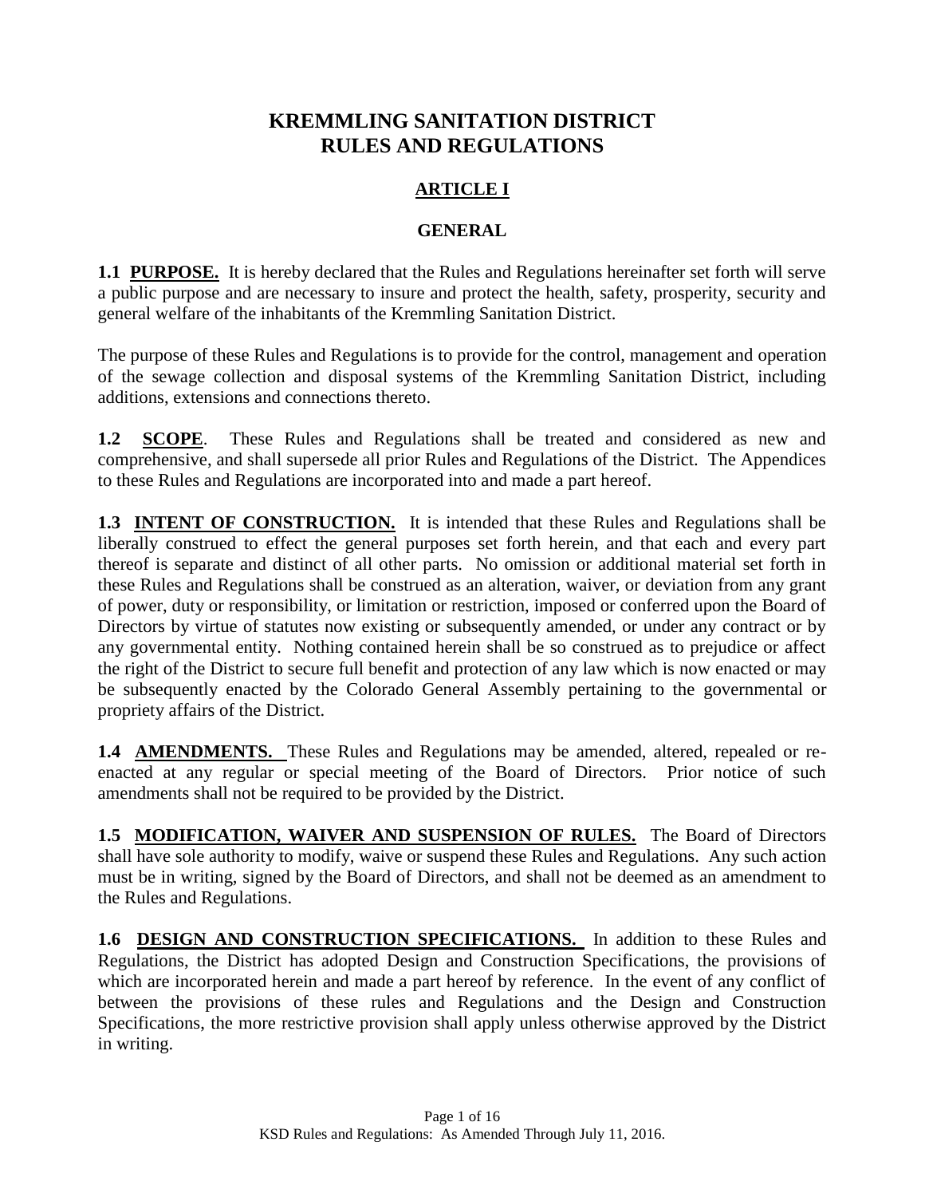# KREMMLING SANITATION DISTRICT RULES AND REGULATIONS

## ARTICLE I

## GENERAL

**1.1 PURPOSE.** It is hereby declared that the Rules and Regulations hereinafter set forth will serve a public purpose and are necessary to insure and protect the health, safety, prosperity, security and general welfare of the inhabitants of the Kremmling Sanitation District.

The purpose of these Rules and Regulations is to provide for the control, management and operation of the sewage collection and disposal systems of the Kremmling Sanitation District, including additions, extensions and connections thereto.

**1.2 SCOPE**. These Rules and Regulations shall be treated and considered as new and comprehensive, and shall supersede all prior Rules and Regulations of the District. The Appendices to these Rules and Regulations are incorporated into and made a part hereof.

**1.3 INTENT OF CONSTRUCTION.** It is intended that these Rules and Regulations shall be liberally construed to effect the general purposes set forth herein, and that each and every part thereof is separate and distinct of all other parts. No omission or additional material set forth in these Rules and Regulations shall be construed as an alteration, waiver, or deviation from any grant of power, duty or responsibility, or limitation or restriction, imposed or conferred upon the Board of Directors by virtue of statutes now existing or subsequently amended, or under any contract or by any governmental entity. Nothing contained herein shall be so construed as to prejudice or affect the right of the District to secure full benefit and protection of any law which is now enacted or may be subsequently enacted by the Colorado General Assembly pertaining to the governmental or propriety affairs of the District.

**1.4 AMENDMENTS.** These Rules and Regulations may be amended, altered, repealed or re-enacted at any regular or special meeting of the Board of Directors. Prior notice of such amendments shall not be required to be provided by the District.

**1.5 MODIFICATION, WAIVER AND SUSPENSION OF RULES.** The Board of Directors shall have sole authority to modify, waive or suspend these Rules and Regulations. Any such action must be in writing, signed by the Board of Directors, and shall not be deemed as an amendment to the Rules and Regulations.

**1.6 DESIGN AND CONSTRUCTION SPECIFICATIONS.** In addition to these Rules and Regulations, the District has adopted Design and Construction Specifications, the provisions of which are incorporated herein and made a part hereof by reference. In the event of any conflict of between the provisions of these rules and Regulations and the Design and Construction Specifications, the more restrictive provision shall apply unless otherwise approved by the District in writing.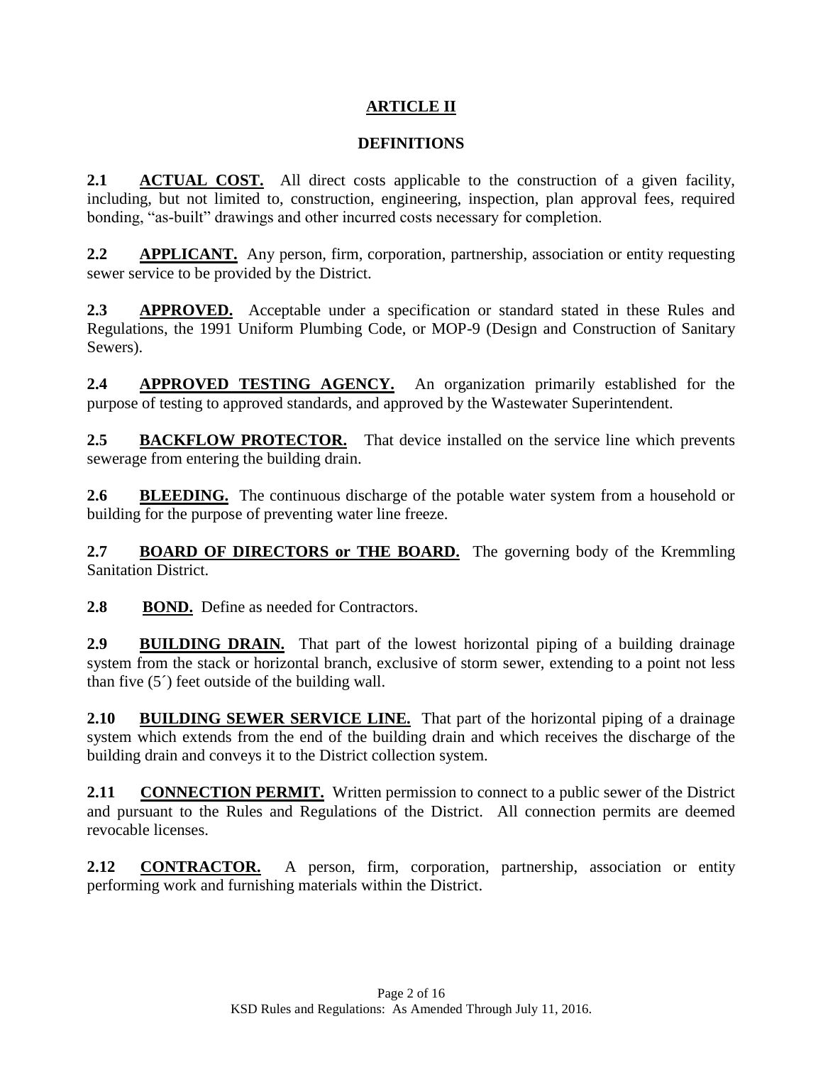# ARTICLE II

## DEFINITIONS

**2.1 ACTUAL COST.** All direct costs applicable to the construction of a given facility, including, but not limited to, construction, engineering, inspection, plan approval fees, required bonding, "as-built" drawings and other incurred costs necessary for completion.

**2.2 APPLICANT.** Any person, firm, corporation, partnership, association or entity requesting sewer service to be provided by the District.

**2.3 APPROVED.** Acceptable under a specification or standard stated in these Rules and Regulations, the 1991 Uniform Plumbing Code, or MOP-9 (Design and Construction of Sanitary Sewers).

**2.4 APPROVED TESTING AGENCY.** An organization primarily established for the purpose of testing to approved standards, and approved by the Wastewater Superintendent.

**2.5 BACKFLOW PROTECTOR.** That device installed on the service line which prevents sewerage from entering the building drain.

**2.6 BLEEDING.** The continuous discharge of the potable water system from a household or building for the purpose of preventing water line freeze.

**2.7 BOARD OF DIRECTORS or THE BOARD.** The governing body of the Kremmling Sanitation District.

**2.8 BOND.** Define as needed for Contractors.

**2.9 BUILDING DRAIN.** That part of the lowest horizontal piping of a building drainage system from the stack or horizontal branch, exclusive of storm sewer, extending to a point not less than five (5´) feet outside of the building wall.

**2.10 BUILDING SEWER SERVICE LINE.** That part of the horizontal piping of a drainage system which extends from the end of the building drain and which receives the discharge of the building drain and conveys it to the District collection system.

**2.11 CONNECTION PERMIT.** Written permission to connect to a public sewer of the District and pursuant to the Rules and Regulations of the District. All connection permits are deemed revocable licenses.

**2.12 CONTRACTOR.** A person, firm, corporation, partnership, association or entity performing work and furnishing materials within the District.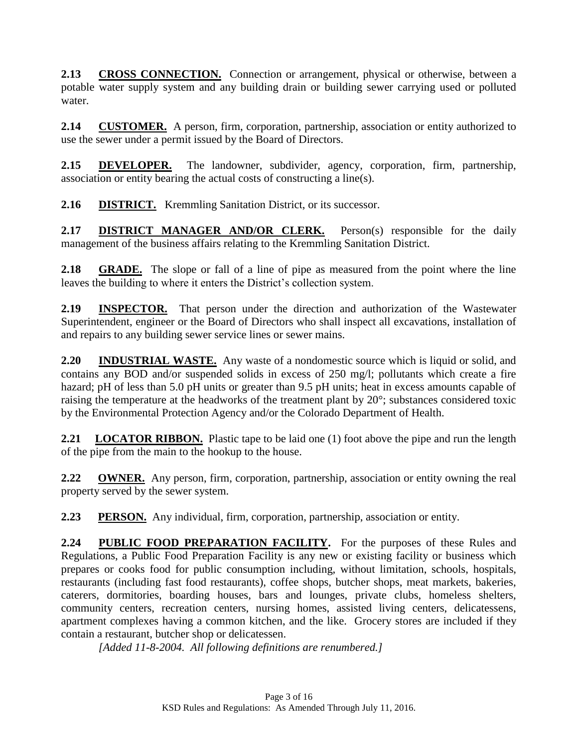**2.13 CROSS CONNECTION.** Connection or arrangement, physical or otherwise, between a potable water supply system and any building drain or building sewer carrying used or polluted water.

**2.14 CUSTOMER.** A person, firm, corporation, partnership, association or entity authorized to use the sewer under a permit issued by the Board of Directors.

**2.15 DEVELOPER.** The landowner, subdivider, agency, corporation, firm, partnership, association or entity bearing the actual costs of constructing a line(s).

**2.16 DISTRICT.** Kremmling Sanitation District, or its successor.

**2.17 DISTRICT MANAGER AND/OR CLERK.** Person(s) responsible for the daily management of the business affairs relating to the Kremmling Sanitation District.

**2.18 GRADE.** The slope or fall of a line of pipe as measured from the point where the line leaves the building to where it enters the District's collection system.

**2.19 INSPECTOR.** That person under the direction and authorization of the Wastewater Superintendent, engineer or the Board of Directors who shall inspect all excavations, installation of and repairs to any building sewer service lines or sewer mains.

**2.20 INDUSTRIAL WASTE.** Any waste of a nondomestic source which is liquid or solid, and contains any BOD and/or suspended solids in excess of 250 mg/l; pollutants which create a fire hazard; pH of less than 5.0 pH units or greater than 9.5 pH units; heat in excess amounts capable of raising the temperature at the headworks of the treatment plant by 20°; substances considered toxic by the Environmental Protection Agency and/or the Colorado Department of Health.

**2.21 LOCATOR RIBBON.** Plastic tape to be laid one (1) foot above the pipe and run the length of the pipe from the main to the hookup to the house.

**2.22 OWNER.** Any person, firm, corporation, partnership, association or entity owning the real property served by the sewer system.

**2.23 PERSON.** Any individual, firm, corporation, partnership, association or entity.

**2.24 PUBLIC FOOD PREPARATION FACILITY.** For the purposes of these Rules and Regulations, a Public Food Preparation Facility is any new or existing facility or business which prepares or cooks food for public consumption including, without limitation, schools, hospitals, restaurants (including fast food restaurants), coffee shops, butcher shops, meat markets, bakeries, caterers, dormitories, boarding houses, bars and lounges, private clubs, homeless shelters, community centers, recreation centers, nursing homes, assisted living centers, delicatessens, apartment complexes having a common kitchen, and the like. Grocery stores are included if they contain a restaurant, butcher shop or delicatessen.

*[Added 11-8-2004. All following definitions are renumbered.]*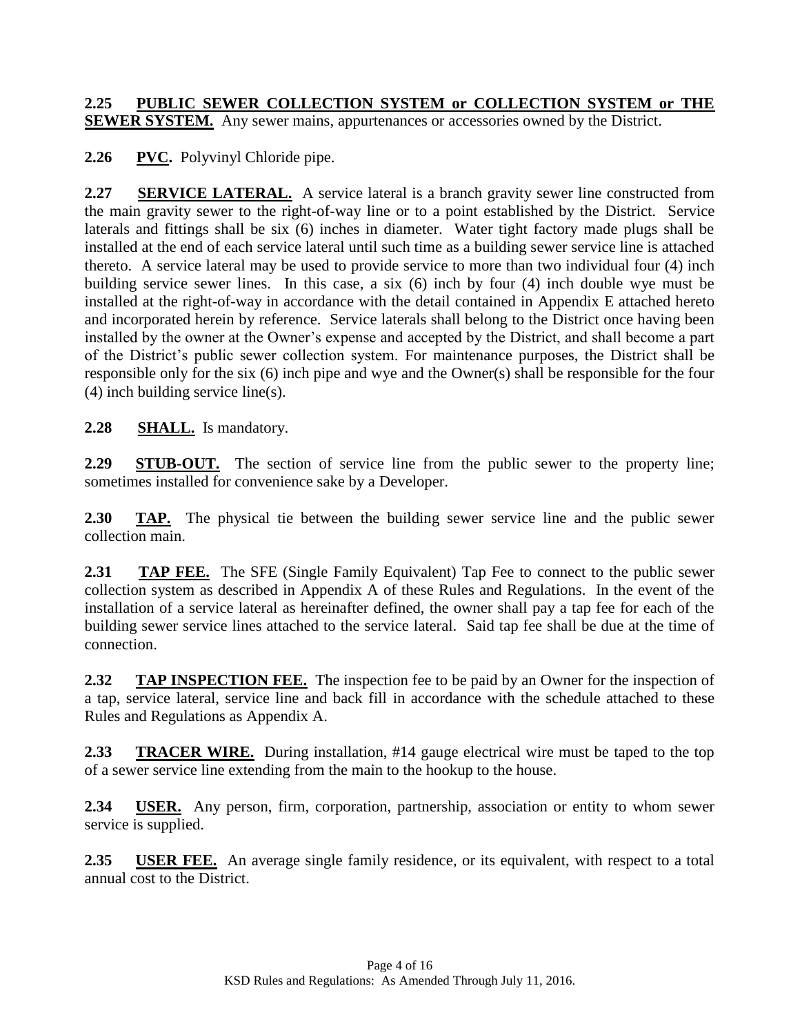**2.25 PUBLIC SEWER COLLECTION SYSTEM or COLLECTION SYSTEM or THE SEWER SYSTEM.** Any sewer mains, appurtenances or accessories owned by the District.

**2.26 PVC.** Polyvinyl Chloride pipe.

**2.27 SERVICE LATERAL.** A service lateral is a branch gravity sewer line constructed from the main gravity sewer to the right-of-way line or to a point established by the District. Service laterals and fittings shall be six (6) inches in diameter. Water tight factory made plugs shall be installed at the end of each service lateral until such time as a building sewer service line is attached thereto. A service lateral may be used to provide service to more than two individual four (4) inch building service sewer lines. In this case, a six (6) inch by four (4) inch double wye must be installed at the right-of-way in accordance with the detail contained in Appendix E attached hereto and incorporated herein by reference. Service laterals shall belong to the District once having been installed by the owner at the Owner's expense and accepted by the District, and shall become a part of the District's public sewer collection system. For maintenance purposes, the District shall be responsible only for the six (6) inch pipe and wye and the Owner(s) shall be responsible for the four (4) inch building service line(s).

**2.28 SHALL.** Is mandatory.

**2.29 STUB-OUT.** The section of service line from the public sewer to the property line; sometimes installed for convenience sake by a Developer.

**2.30 TAP.** The physical tie between the building sewer service line and the public sewer collection main.

**2.31 TAP FEE.** The SFE (Single Family Equivalent) Tap Fee to connect to the public sewer collection system as described in Appendix A of these Rules and Regulations. In the event of the installation of a service lateral as hereinafter defined, the owner shall pay a tap fee for each of the building sewer service lines attached to the service lateral. Said tap fee shall be due at the time of connection.

**2.32 TAP INSPECTION FEE.** The inspection fee to be paid by an Owner for the inspection of a tap, service lateral, service line and back fill in accordance with the schedule attached to these Rules and Regulations as Appendix A.

**2.33 TRACER WIRE.** During installation, #14 gauge electrical wire must be taped to the top of a sewer service line extending from the main to the hookup to the house.

**2.34 USER.** Any person, firm, corporation, partnership, association or entity to whom sewer service is supplied.

**2.35 USER FEE.** An average single family residence, or its equivalent, with respect to a total annual cost to the District.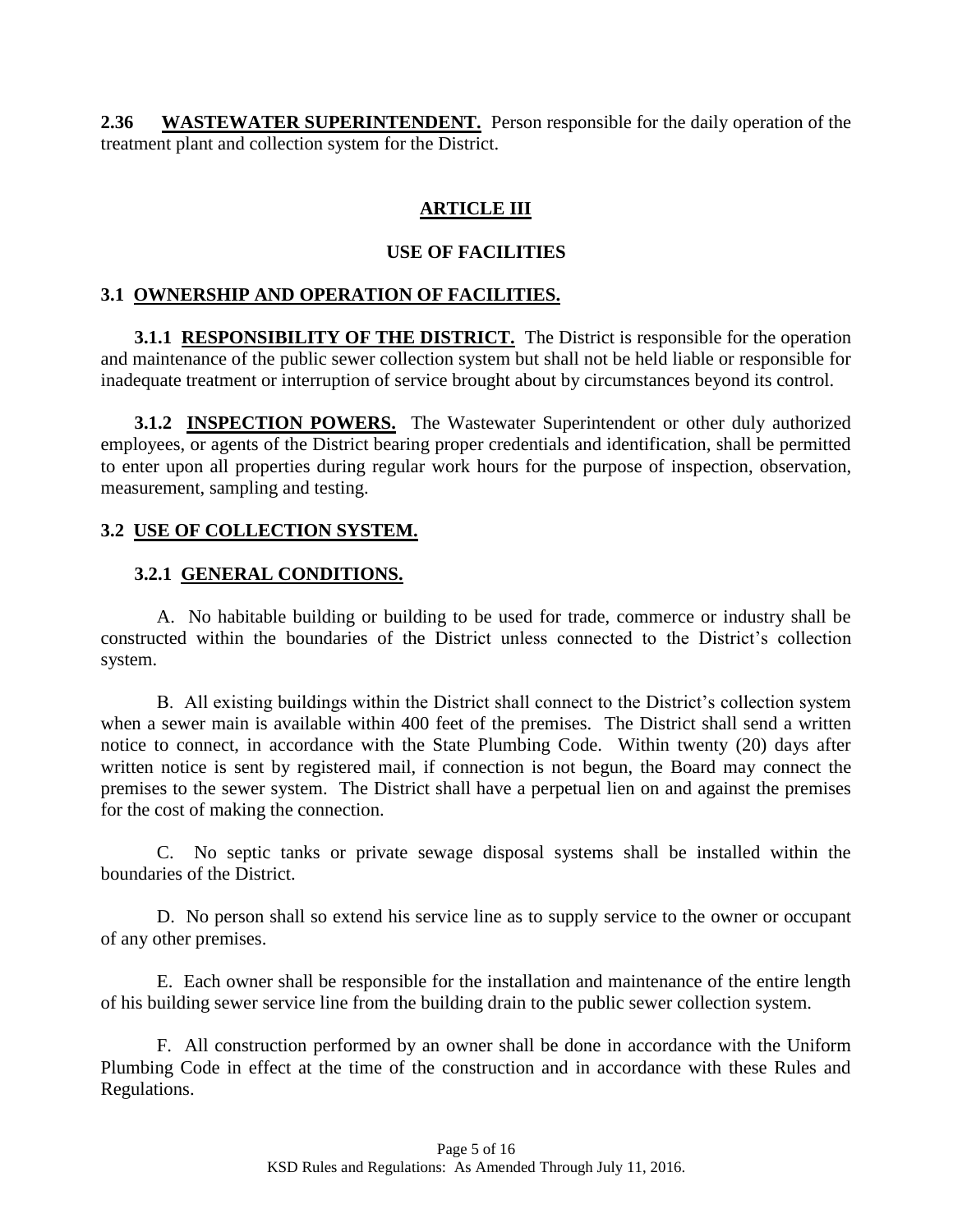**2.36 <u>WASTEWATER SUPERINTENDENT.</u>** Person responsible for the daily operation of the treatment plant and collection system for the District.

## ARTICLE III

## USE OF FACILITIES

### 3.1 OWNERSHIP AND OPERATION OF FACILITIES.

**3.1.1 <u>RESPONSIBILITY OF THE DISTRICT.</u>** The District is responsible for the operation and maintenance of the public sewer collection system but shall not be held liable or responsible for inadequate treatment or interruption of service brought about by circumstances beyond its control.

**3.1.2 <u>INSPECTION POWERS.</u>** The Wastewater Superintendent or other duly authorized employees, or agents of the District bearing proper credentials and identification, shall be permitted to enter upon all properties during regular work hours for the purpose of inspection, observation, measurement, sampling and testing.

### 3.2 USE OF COLLECTION SYSTEM.

#### 3.2.1 GENERAL CONDITIONS.

A. No habitable building or building to be used for trade, commerce or industry shall be constructed within the boundaries of the District unless connected to the District's collection system.

B. All existing buildings within the District shall connect to the District's collection system when a sewer main is available within 400 feet of the premises. The District shall send a written notice to connect, in accordance with the State Plumbing Code. Within twenty (20) days after written notice is sent by registered mail, if connection is not begun, the Board may connect the premises to the sewer system. The District shall have a perpetual lien on and against the premises for the cost of making the connection.

C. No septic tanks or private sewage disposal systems shall be installed within the boundaries of the District.

D. No person shall so extend his service line as to supply service to the owner or occupant of any other premises.

E. Each owner shall be responsible for the installation and maintenance of the entire length of his building sewer service line from the building drain to the public sewer collection system.

F. All construction performed by an owner shall be done in accordance with the Uniform Plumbing Code in effect at the time of the construction and in accordance with these Rules and Regulations.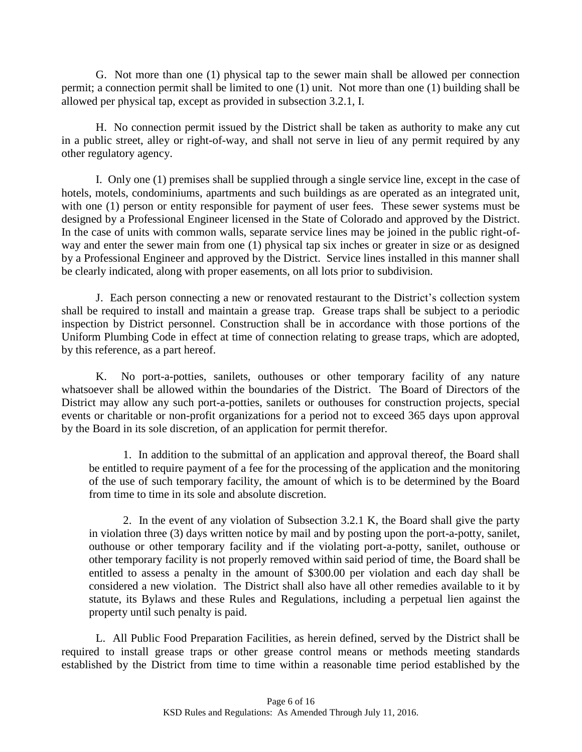G. Not more than one (1) physical tap to the sewer main shall be allowed per connection permit; a connection permit shall be limited to one (1) unit. Not more than one (1) building shall be allowed per physical tap, except as provided in subsection 3.2.1, I.

H. No connection permit issued by the District shall be taken as authority to make any cut in a public street, alley or right-of-way, and shall not serve in lieu of any permit required by any other regulatory agency.

I. Only one (1) premises shall be supplied through a single service line, except in the case of hotels, motels, condominiums, apartments and such buildings as are operated as an integrated unit, with one (1) person or entity responsible for payment of user fees. These sewer systems must be designed by a Professional Engineer licensed in the State of Colorado and approved by the District. In the case of units with common walls, separate service lines may be joined in the public right-of-way and enter the sewer main from one (1) physical tap six inches or greater in size or as designed by a Professional Engineer and approved by the District. Service lines installed in this manner shall be clearly indicated, along with proper easements, on all lots prior to subdivision.

J. Each person connecting a new or renovated restaurant to the District's collection system shall be required to install and maintain a grease trap. Grease traps shall be subject to a periodic inspection by District personnel. Construction shall be in accordance with those portions of the Uniform Plumbing Code in effect at time of connection relating to grease traps, which are adopted, by this reference, as a part hereof.

K. No port-a-potties, sanilets, outhouses or other temporary facility of any nature whatsoever shall be allowed within the boundaries of the District. The Board of Directors of the District may allow any such port-a-potties, sanilets or outhouses for construction projects, special events or charitable or non-profit organizations for a period not to exceed 365 days upon approval by the Board in its sole discretion, of an application for permit therefor.

1. In addition to the submittal of an application and approval thereof, the Board shall be entitled to require payment of a fee for the processing of the application and the monitoring of the use of such temporary facility, the amount of which is to be determined by the Board from time to time in its sole and absolute discretion.

2. In the event of any violation of Subsection 3.2.1 K, the Board shall give the party in violation three (3) days written notice by mail and by posting upon the port-a-potty, sanilet, outhouse or other temporary facility and if the violating port-a-potty, sanilet, outhouse or other temporary facility is not properly removed within said period of time, the Board shall be entitled to assess a penalty in the amount of $300.00 per violation and each day shall be considered a new violation. The District shall also have all other remedies available to it by statute, its Bylaws and these Rules and Regulations, including a perpetual lien against the property until such penalty is paid.

L. All Public Food Preparation Facilities, as herein defined, served by the District shall be required to install grease traps or other grease control means or methods meeting standards established by the District from time to time within a reasonable time period established by the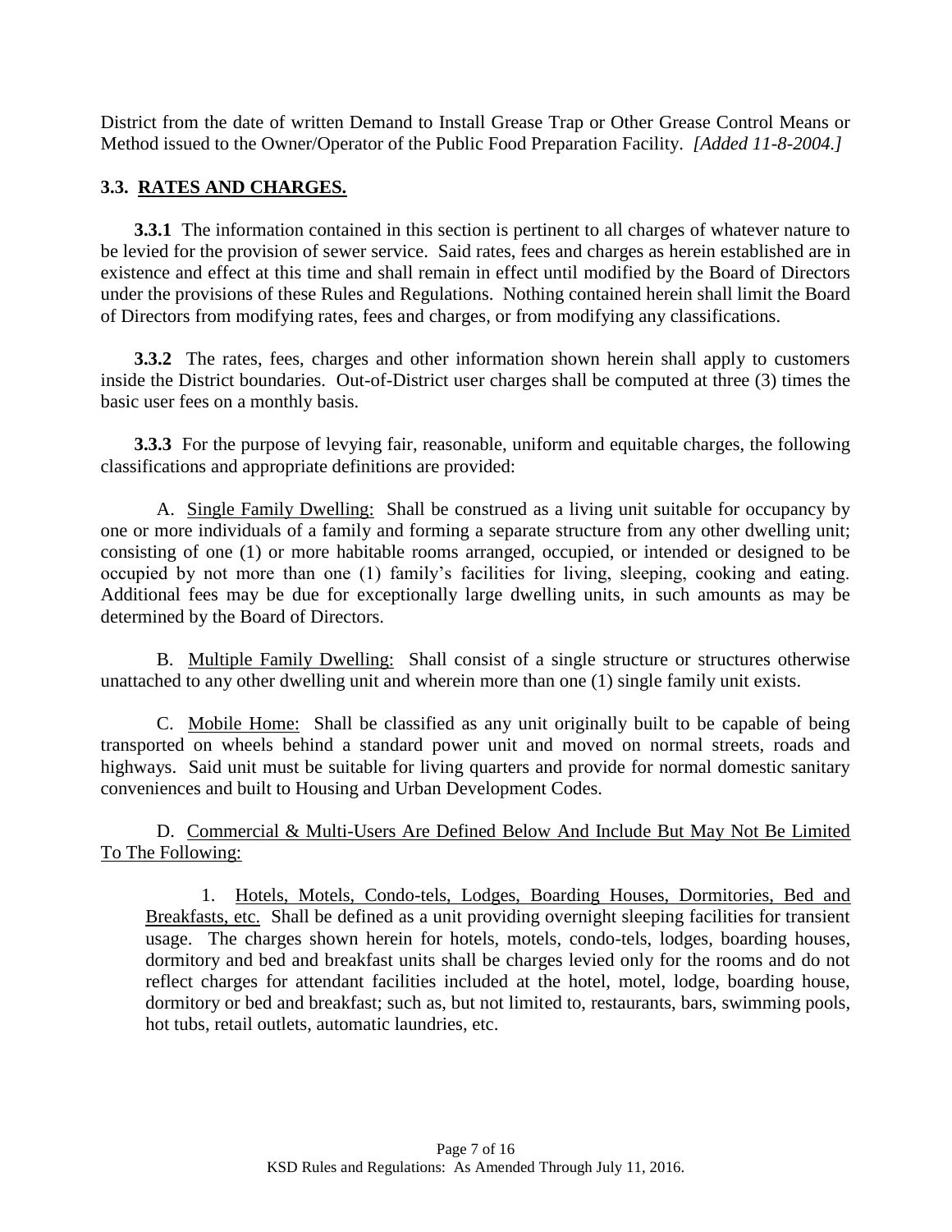District from the date of written Demand to Install Grease Trap or Other Grease Control Means or Method issued to the Owner/Operator of the Public Food Preparation Facility. *[Added 11-8-2004.]*

## 3.3. RATES AND CHARGES.

**3.3.1** The information contained in this section is pertinent to all charges of whatever nature to be levied for the provision of sewer service. Said rates, fees and charges as herein established are in existence and effect at this time and shall remain in effect until modified by the Board of Directors under the provisions of these Rules and Regulations. Nothing contained herein shall limit the Board of Directors from modifying rates, fees and charges, or from modifying any classifications.

**3.3.2** The rates, fees, charges and other information shown herein shall apply to customers inside the District boundaries. Out-of-District user charges shall be computed at three (3) times the basic user fees on a monthly basis.

**3.3.3** For the purpose of levying fair, reasonable, uniform and equitable charges, the following classifications and appropriate definitions are provided:

A. Single Family Dwelling: Shall be construed as a living unit suitable for occupancy by one or more individuals of a family and forming a separate structure from any other dwelling unit; consisting of one (1) or more habitable rooms arranged, occupied, or intended or designed to be occupied by not more than one (1) family's facilities for living, sleeping, cooking and eating. Additional fees may be due for exceptionally large dwelling units, in such amounts as may be determined by the Board of Directors.

B. Multiple Family Dwelling: Shall consist of a single structure or structures otherwise unattached to any other dwelling unit and wherein more than one (1) single family unit exists.

C. Mobile Home: Shall be classified as any unit originally built to be capable of being transported on wheels behind a standard power unit and moved on normal streets, roads and highways. Said unit must be suitable for living quarters and provide for normal domestic sanitary conveniences and built to Housing and Urban Development Codes.

D. Commercial & Multi-Users Are Defined Below And Include But May Not Be Limited To The Following:

1. Hotels, Motels, Condo-tels, Lodges, Boarding Houses, Dormitories, Bed and Breakfasts, etc. Shall be defined as a unit providing overnight sleeping facilities for transient usage. The charges shown herein for hotels, motels, condo-tels, lodges, boarding houses, dormitory and bed and breakfast units shall be charges levied only for the rooms and do not reflect charges for attendant facilities included at the hotel, motel, lodge, boarding house, dormitory or bed and breakfast; such as, but not limited to, restaurants, bars, swimming pools, hot tubs, retail outlets, automatic laundries, etc.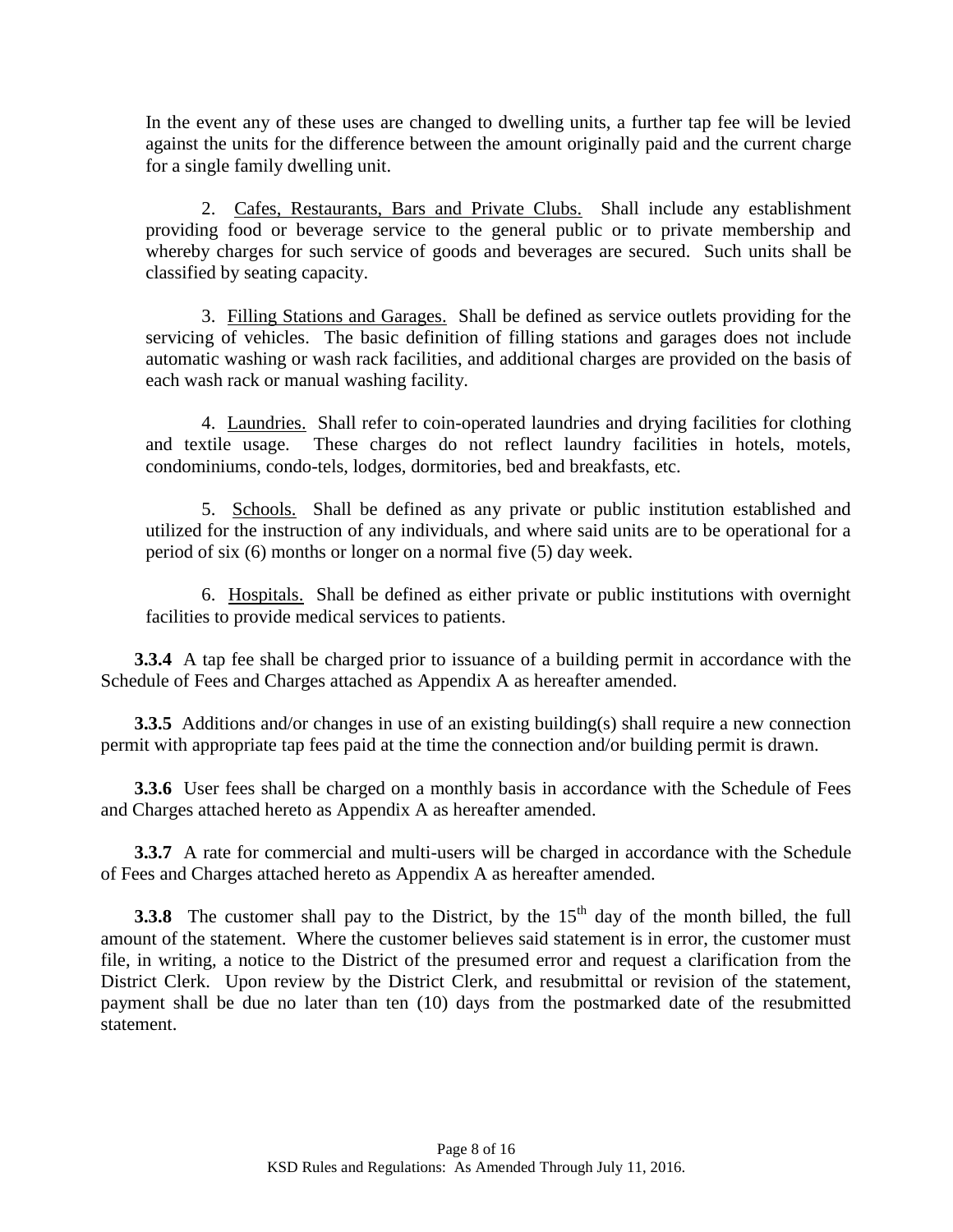In the event any of these uses are changed to dwelling units, a further tap fee will be levied against the units for the difference between the amount originally paid and the current charge for a single family dwelling unit.

2. Cafes, Restaurants, Bars and Private Clubs. Shall include any establishment providing food or beverage service to the general public or to private membership and whereby charges for such service of goods and beverages are secured. Such units shall be classified by seating capacity.

3. Filling Stations and Garages. Shall be defined as service outlets providing for the servicing of vehicles. The basic definition of filling stations and garages does not include automatic washing or wash rack facilities, and additional charges are provided on the basis of each wash rack or manual washing facility.

4. Laundries. Shall refer to coin-operated laundries and drying facilities for clothing and textile usage. These charges do not reflect laundry facilities in hotels, motels, condominiums, condo-tels, lodges, dormitories, bed and breakfasts, etc.

5. Schools. Shall be defined as any private or public institution established and utilized for the instruction of any individuals, and where said units are to be operational for a period of six (6) months or longer on a normal five (5) day week.

6. Hospitals. Shall be defined as either private or public institutions with overnight facilities to provide medical services to patients.

**3.3.4** A tap fee shall be charged prior to issuance of a building permit in accordance with the Schedule of Fees and Charges attached as Appendix A as hereafter amended.

**3.3.5** Additions and/or changes in use of an existing building(s) shall require a new connection permit with appropriate tap fees paid at the time the connection and/or building permit is drawn.

**3.3.6** User fees shall be charged on a monthly basis in accordance with the Schedule of Fees and Charges attached hereto as Appendix A as hereafter amended.

**3.3.7** A rate for commercial and multi-users will be charged in accordance with the Schedule of Fees and Charges attached hereto as Appendix A as hereafter amended.

**3.3.8** The customer shall pay to the District, by the 15th day of the month billed, the full amount of the statement. Where the customer believes said statement is in error, the customer must file, in writing, a notice to the District of the presumed error and request a clarification from the District Clerk. Upon review by the District Clerk, and resubmittal or revision of the statement, payment shall be due no later than ten (10) days from the postmarked date of the resubmitted statement.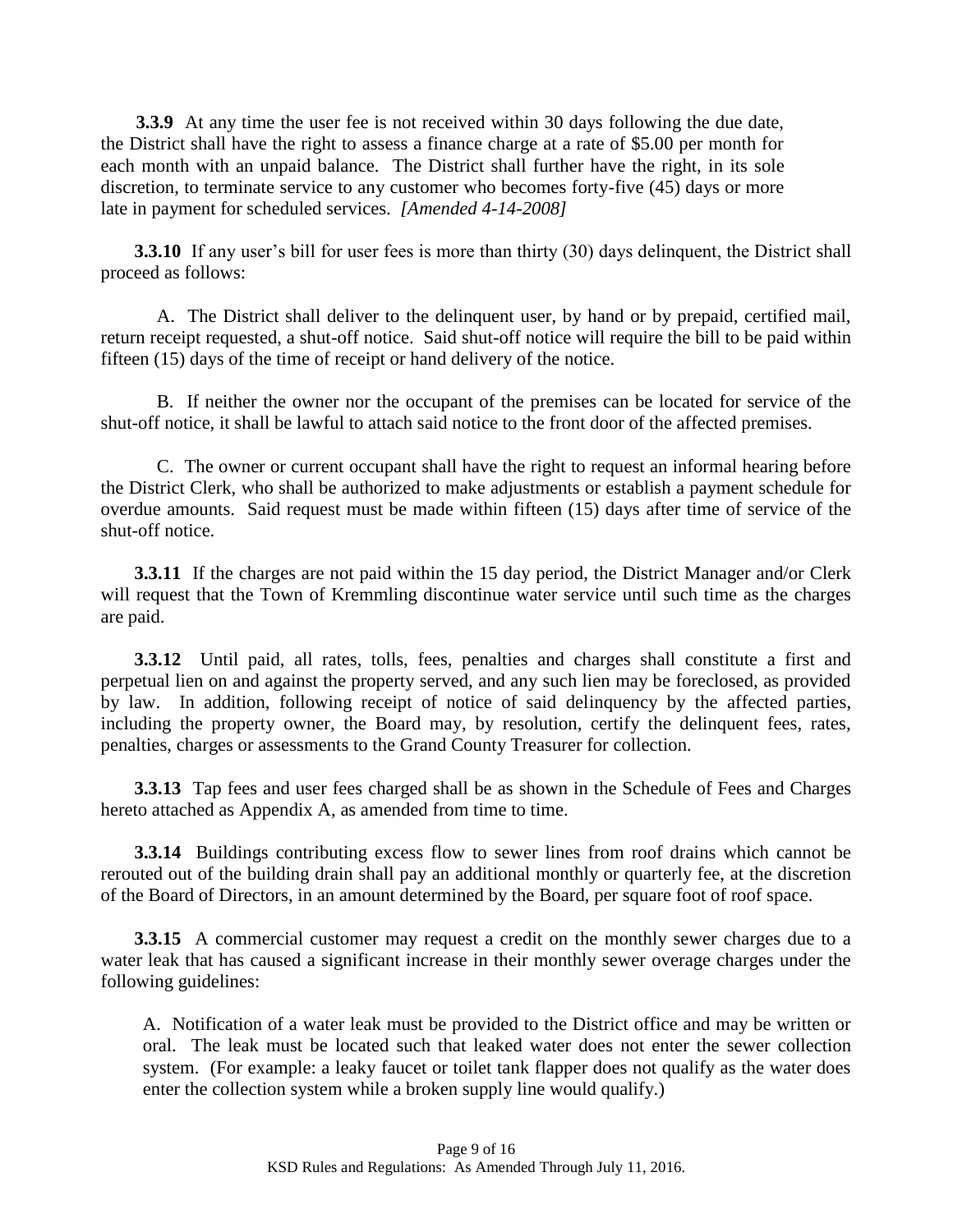**3.3.9** At any time the user fee is not received within 30 days following the due date, the District shall have the right to assess a finance charge at a rate of $5.00 per month for each month with an unpaid balance. The District shall further have the right, in its sole discretion, to terminate service to any customer who becomes forty-five (45) days or more late in payment for scheduled services. *[Amended 4-14-2008]*

**3.3.10** If any user's bill for user fees is more than thirty (30) days delinquent, the District shall proceed as follows:

A. The District shall deliver to the delinquent user, by hand or by prepaid, certified mail, return receipt requested, a shut-off notice. Said shut-off notice will require the bill to be paid within fifteen (15) days of the time of receipt or hand delivery of the notice.

B. If neither the owner nor the occupant of the premises can be located for service of the shut-off notice, it shall be lawful to attach said notice to the front door of the affected premises.

C. The owner or current occupant shall have the right to request an informal hearing before the District Clerk, who shall be authorized to make adjustments or establish a payment schedule for overdue amounts. Said request must be made within fifteen (15) days after time of service of the shut-off notice.

**3.3.11** If the charges are not paid within the 15 day period, the District Manager and/or Clerk will request that the Town of Kremmling discontinue water service until such time as the charges are paid.

**3.3.12** Until paid, all rates, tolls, fees, penalties and charges shall constitute a first and perpetual lien on and against the property served, and any such lien may be foreclosed, as provided by law. In addition, following receipt of notice of said delinquency by the affected parties, including the property owner, the Board may, by resolution, certify the delinquent fees, rates, penalties, charges or assessments to the Grand County Treasurer for collection.

**3.3.13** Tap fees and user fees charged shall be as shown in the Schedule of Fees and Charges hereto attached as Appendix A, as amended from time to time.

**3.3.14** Buildings contributing excess flow to sewer lines from roof drains which cannot be rerouted out of the building drain shall pay an additional monthly or quarterly fee, at the discretion of the Board of Directors, in an amount determined by the Board, per square foot of roof space.

**3.3.15** A commercial customer may request a credit on the monthly sewer charges due to a water leak that has caused a significant increase in their monthly sewer overage charges under the following guidelines:

A. Notification of a water leak must be provided to the District office and may be written or oral. The leak must be located such that leaked water does not enter the sewer collection system. (For example: a leaky faucet or toilet tank flapper does not qualify as the water does enter the collection system while a broken supply line would qualify.)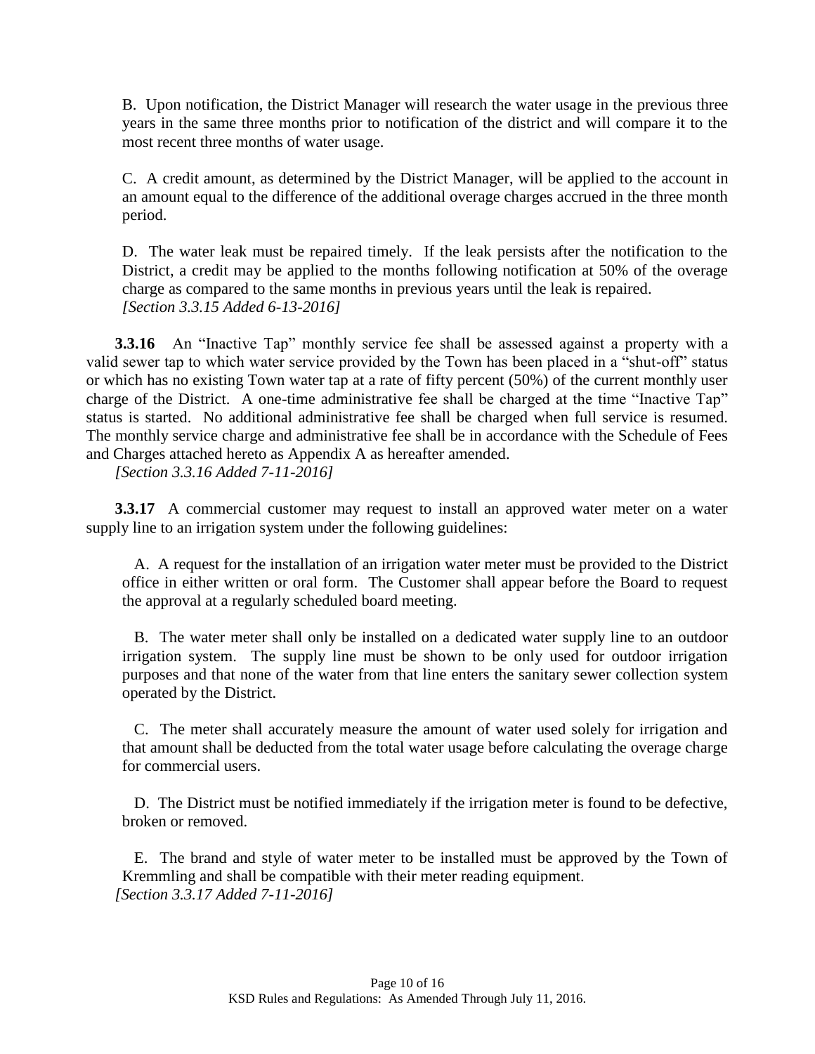B. Upon notification, the District Manager will research the water usage in the previous three years in the same three months prior to notification of the district and will compare it to the most recent three months of water usage.

C. A credit amount, as determined by the District Manager, will be applied to the account in an amount equal to the difference of the additional overage charges accrued in the three month period.

D. The water leak must be repaired timely. If the leak persists after the notification to the District, a credit may be applied to the months following notification at 50% of the overage charge as compared to the same months in previous years until the leak is repaired.
*[Section 3.3.15 Added 6-13-2016]*

**3.3.16** An "Inactive Tap" monthly service fee shall be assessed against a property with a valid sewer tap to which water service provided by the Town has been placed in a "shut-off" status or which has no existing Town water tap at a rate of fifty percent (50%) of the current monthly user charge of the District. A one-time administrative fee shall be charged at the time "Inactive Tap" status is started. No additional administrative fee shall be charged when full service is resumed. The monthly service charge and administrative fee shall be in accordance with the Schedule of Fees and Charges attached hereto as Appendix A as hereafter amended.
*[Section 3.3.16 Added 7-11-2016]*

**3.3.17** A commercial customer may request to install an approved water meter on a water supply line to an irrigation system under the following guidelines:

A. A request for the installation of an irrigation water meter must be provided to the District office in either written or oral form. The Customer shall appear before the Board to request the approval at a regularly scheduled board meeting.

B. The water meter shall only be installed on a dedicated water supply line to an outdoor irrigation system. The supply line must be shown to be only used for outdoor irrigation purposes and that none of the water from that line enters the sanitary sewer collection system operated by the District.

C. The meter shall accurately measure the amount of water used solely for irrigation and that amount shall be deducted from the total water usage before calculating the overage charge for commercial users.

D. The District must be notified immediately if the irrigation meter is found to be defective, broken or removed.

E. The brand and style of water meter to be installed must be approved by the Town of Kremmling and shall be compatible with their meter reading equipment.
*[Section 3.3.17 Added 7-11-2016]*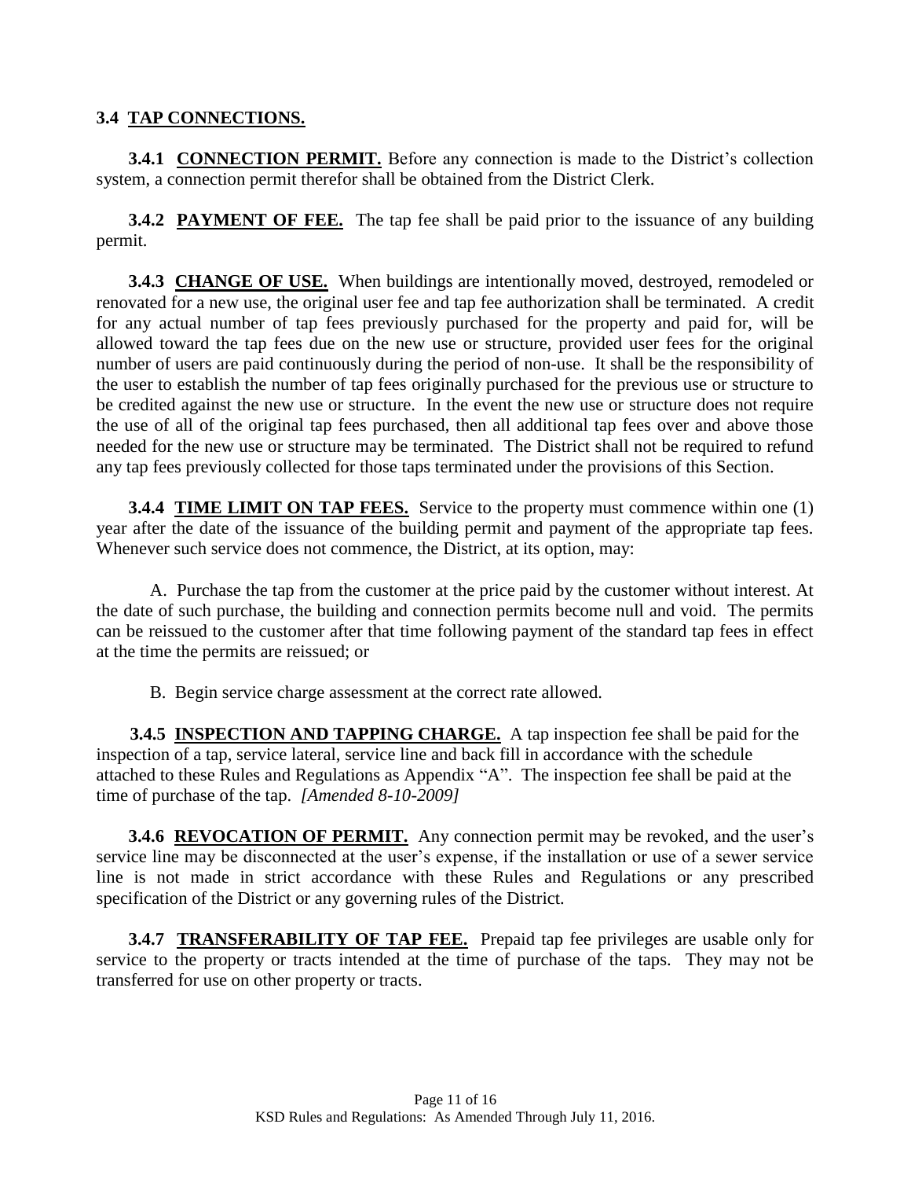## 3.4 TAP CONNECTIONS.

**3.4.1 CONNECTION PERMIT.** Before any connection is made to the District's collection system, a connection permit therefor shall be obtained from the District Clerk.

**3.4.2 PAYMENT OF FEE.** The tap fee shall be paid prior to the issuance of any building permit.

**3.4.3 CHANGE OF USE.** When buildings are intentionally moved, destroyed, remodeled or renovated for a new use, the original user fee and tap fee authorization shall be terminated. A credit for any actual number of tap fees previously purchased for the property and paid for, will be allowed toward the tap fees due on the new use or structure, provided user fees for the original number of users are paid continuously during the period of non-use. It shall be the responsibility of the user to establish the number of tap fees originally purchased for the previous use or structure to be credited against the new use or structure. In the event the new use or structure does not require the use of all of the original tap fees purchased, then all additional tap fees over and above those needed for the new use or structure may be terminated. The District shall not be required to refund any tap fees previously collected for those taps terminated under the provisions of this Section.

**3.4.4 TIME LIMIT ON TAP FEES.** Service to the property must commence within one (1) year after the date of the issuance of the building permit and payment of the appropriate tap fees. Whenever such service does not commence, the District, at its option, may:

A. Purchase the tap from the customer at the price paid by the customer without interest. At the date of such purchase, the building and connection permits become null and void. The permits can be reissued to the customer after that time following payment of the standard tap fees in effect at the time the permits are reissued; or

B. Begin service charge assessment at the correct rate allowed.

**3.4.5 INSPECTION AND TAPPING CHARGE.** A tap inspection fee shall be paid for the inspection of a tap, service lateral, service line and back fill in accordance with the schedule attached to these Rules and Regulations as Appendix "A". The inspection fee shall be paid at the time of purchase of the tap. *[Amended 8-10-2009]*

**3.4.6 REVOCATION OF PERMIT.** Any connection permit may be revoked, and the user's service line may be disconnected at the user's expense, if the installation or use of a sewer service line is not made in strict accordance with these Rules and Regulations or any prescribed specification of the District or any governing rules of the District.

**3.4.7 TRANSFERABILITY OF TAP FEE.** Prepaid tap fee privileges are usable only for service to the property or tracts intended at the time of purchase of the taps. They may not be transferred for use on other property or tracts.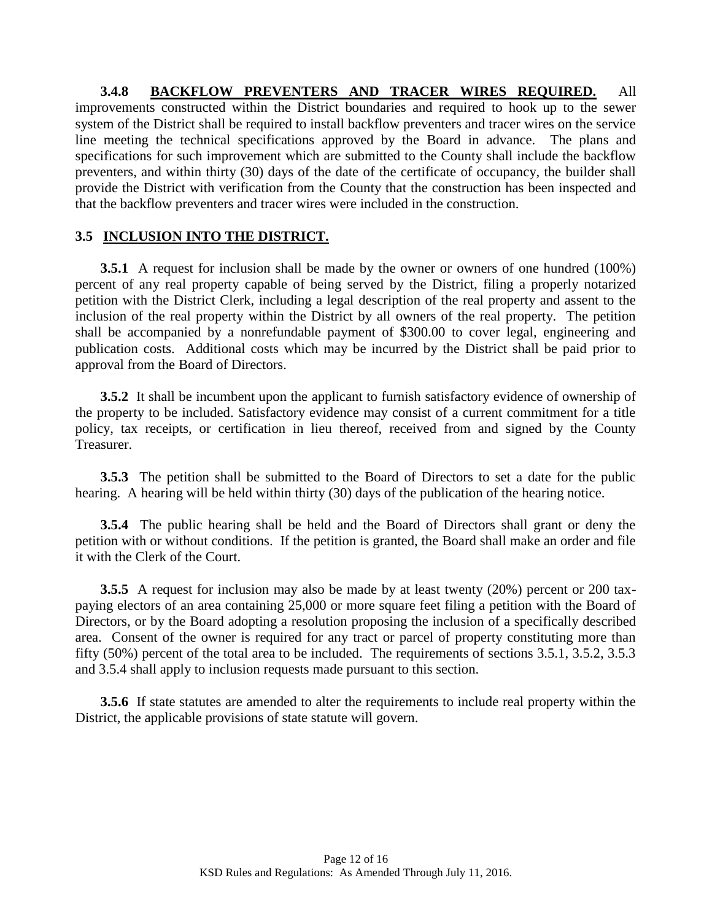**3.4.8 BACKFLOW PREVENTERS AND TRACER WIRES REQUIRED.** All improvements constructed within the District boundaries and required to hook up to the sewer system of the District shall be required to install backflow preventers and tracer wires on the service line meeting the technical specifications approved by the Board in advance. The plans and specifications for such improvement which are submitted to the County shall include the backflow preventers, and within thirty (30) days of the date of the certificate of occupancy, the builder shall provide the District with verification from the County that the construction has been inspected and that the backflow preventers and tracer wires were included in the construction.

## 3.5 INCLUSION INTO THE DISTRICT.

**3.5.1** A request for inclusion shall be made by the owner or owners of one hundred (100%) percent of any real property capable of being served by the District, filing a properly notarized petition with the District Clerk, including a legal description of the real property and assent to the inclusion of the real property within the District by all owners of the real property. The petition shall be accompanied by a nonrefundable payment of $300.00 to cover legal, engineering and publication costs. Additional costs which may be incurred by the District shall be paid prior to approval from the Board of Directors.

**3.5.2** It shall be incumbent upon the applicant to furnish satisfactory evidence of ownership of the property to be included. Satisfactory evidence may consist of a current commitment for a title policy, tax receipts, or certification in lieu thereof, received from and signed by the County Treasurer.

**3.5.3** The petition shall be submitted to the Board of Directors to set a date for the public hearing. A hearing will be held within thirty (30) days of the publication of the hearing notice.

**3.5.4** The public hearing shall be held and the Board of Directors shall grant or deny the petition with or without conditions. If the petition is granted, the Board shall make an order and file it with the Clerk of the Court.

**3.5.5** A request for inclusion may also be made by at least twenty (20%) percent or 200 tax-paying electors of an area containing 25,000 or more square feet filing a petition with the Board of Directors, or by the Board adopting a resolution proposing the inclusion of a specifically described area. Consent of the owner is required for any tract or parcel of property constituting more than fifty (50%) percent of the total area to be included. The requirements of sections 3.5.1, 3.5.2, 3.5.3 and 3.5.4 shall apply to inclusion requests made pursuant to this section.

**3.5.6** If state statutes are amended to alter the requirements to include real property within the District, the applicable provisions of state statute will govern.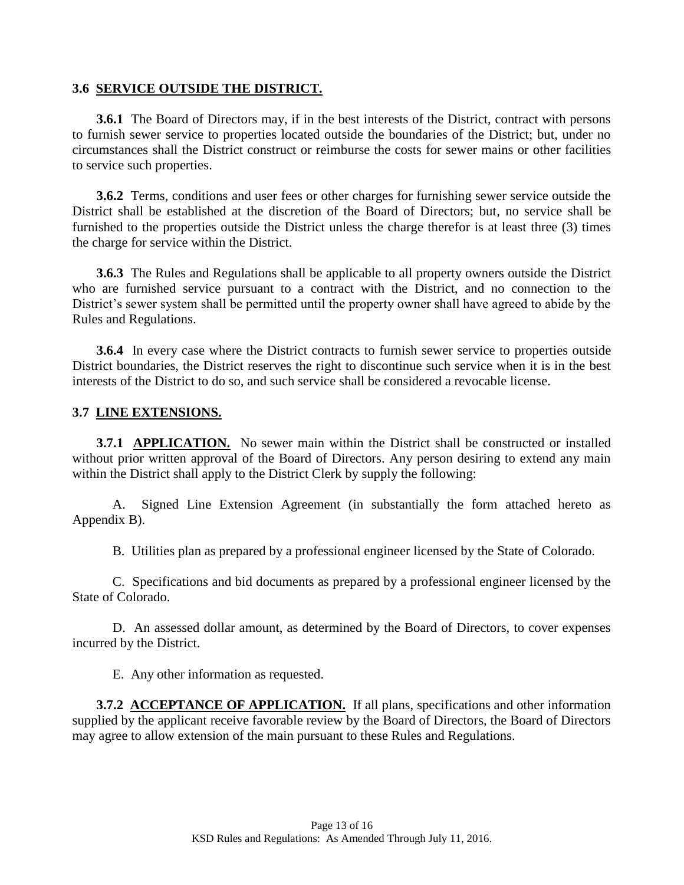### 3.6 <u>SERVICE OUTSIDE THE DISTRICT.</u>

**3.6.1** The Board of Directors may, if in the best interests of the District, contract with persons to furnish sewer service to properties located outside the boundaries of the District; but, under no circumstances shall the District construct or reimburse the costs for sewer mains or other facilities to service such properties.

**3.6.2** Terms, conditions and user fees or other charges for furnishing sewer service outside the District shall be established at the discretion of the Board of Directors; but, no service shall be furnished to the properties outside the District unless the charge therefor is at least three (3) times the charge for service within the District.

**3.6.3** The Rules and Regulations shall be applicable to all property owners outside the District who are furnished service pursuant to a contract with the District, and no connection to the District's sewer system shall be permitted until the property owner shall have agreed to abide by the Rules and Regulations.

**3.6.4** In every case where the District contracts to furnish sewer service to properties outside District boundaries, the District reserves the right to discontinue such service when it is in the best interests of the District to do so, and such service shall be considered a revocable license.

### 3.7 <u>LINE EXTENSIONS.</u>

**3.7.1 <u>APPLICATION.</u>** No sewer main within the District shall be constructed or installed without prior written approval of the Board of Directors. Any person desiring to extend any main within the District shall apply to the District Clerk by supply the following:

A. Signed Line Extension Agreement (in substantially the form attached hereto as Appendix B).

B. Utilities plan as prepared by a professional engineer licensed by the State of Colorado.

C. Specifications and bid documents as prepared by a professional engineer licensed by the State of Colorado.

D. An assessed dollar amount, as determined by the Board of Directors, to cover expenses incurred by the District.

E. Any other information as requested.

**3.7.2 <u>ACCEPTANCE OF APPLICATION.</u>** If all plans, specifications and other information supplied by the applicant receive favorable review by the Board of Directors, the Board of Directors may agree to allow extension of the main pursuant to these Rules and Regulations.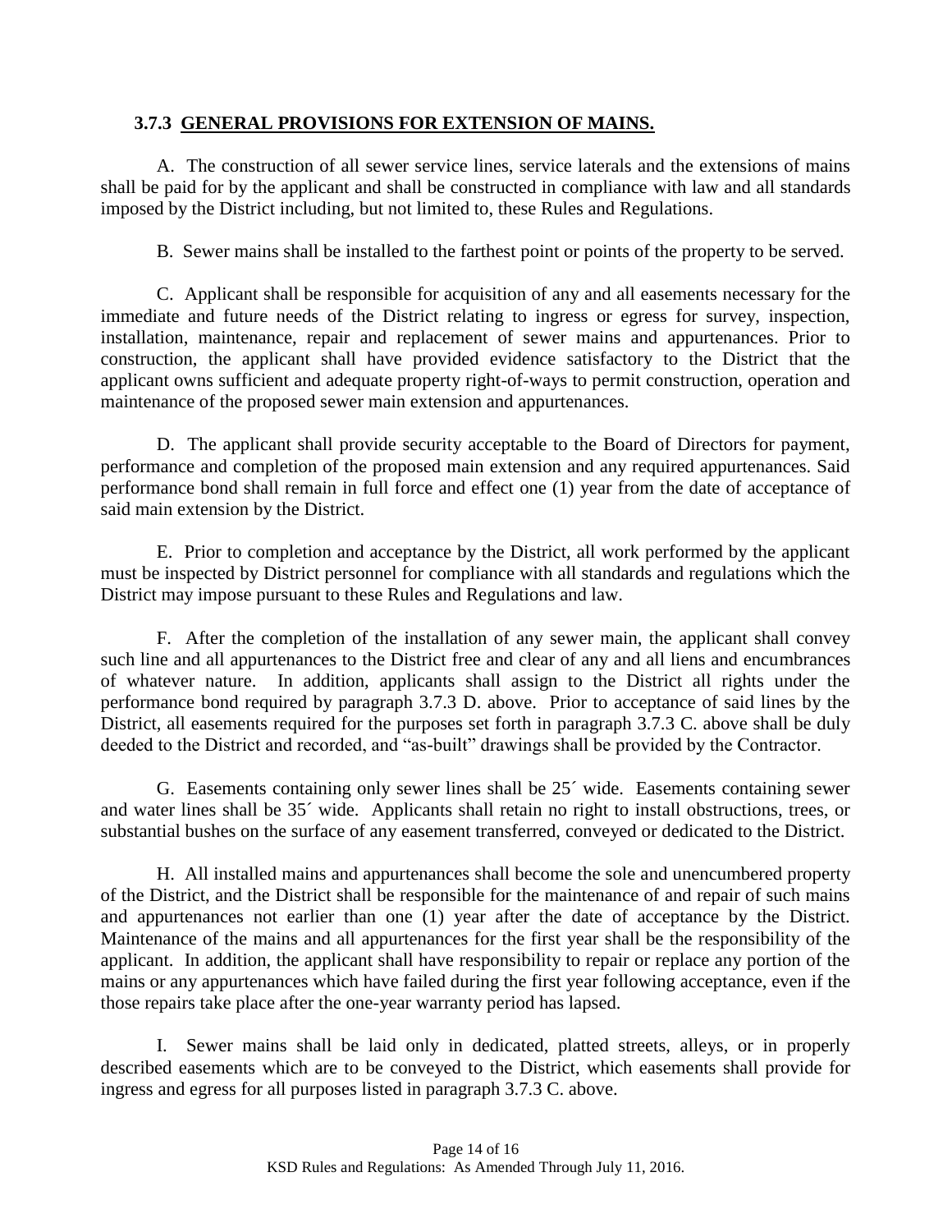### 3.7.3 GENERAL PROVISIONS FOR EXTENSION OF MAINS.

A. The construction of all sewer service lines, service laterals and the extensions of mains shall be paid for by the applicant and shall be constructed in compliance with law and all standards imposed by the District including, but not limited to, these Rules and Regulations.

B. Sewer mains shall be installed to the farthest point or points of the property to be served.

C. Applicant shall be responsible for acquisition of any and all easements necessary for the immediate and future needs of the District relating to ingress or egress for survey, inspection, installation, maintenance, repair and replacement of sewer mains and appurtenances. Prior to construction, the applicant shall have provided evidence satisfactory to the District that the applicant owns sufficient and adequate property right-of-ways to permit construction, operation and maintenance of the proposed sewer main extension and appurtenances.

D. The applicant shall provide security acceptable to the Board of Directors for payment, performance and completion of the proposed main extension and any required appurtenances. Said performance bond shall remain in full force and effect one (1) year from the date of acceptance of said main extension by the District.

E. Prior to completion and acceptance by the District, all work performed by the applicant must be inspected by District personnel for compliance with all standards and regulations which the District may impose pursuant to these Rules and Regulations and law.

F. After the completion of the installation of any sewer main, the applicant shall convey such line and all appurtenances to the District free and clear of any and all liens and encumbrances of whatever nature. In addition, applicants shall assign to the District all rights under the performance bond required by paragraph 3.7.3 D. above. Prior to acceptance of said lines by the District, all easements required for the purposes set forth in paragraph 3.7.3 C. above shall be duly deeded to the District and recorded, and "as-built" drawings shall be provided by the Contractor.

G. Easements containing only sewer lines shall be 25´ wide. Easements containing sewer and water lines shall be 35´ wide. Applicants shall retain no right to install obstructions, trees, or substantial bushes on the surface of any easement transferred, conveyed or dedicated to the District.

H. All installed mains and appurtenances shall become the sole and unencumbered property of the District, and the District shall be responsible for the maintenance of and repair of such mains and appurtenances not earlier than one (1) year after the date of acceptance by the District. Maintenance of the mains and all appurtenances for the first year shall be the responsibility of the applicant. In addition, the applicant shall have responsibility to repair or replace any portion of the mains or any appurtenances which have failed during the first year following acceptance, even if the those repairs take place after the one-year warranty period has lapsed.

I. Sewer mains shall be laid only in dedicated, platted streets, alleys, or in properly described easements which are to be conveyed to the District, which easements shall provide for ingress and egress for all purposes listed in paragraph 3.7.3 C. above.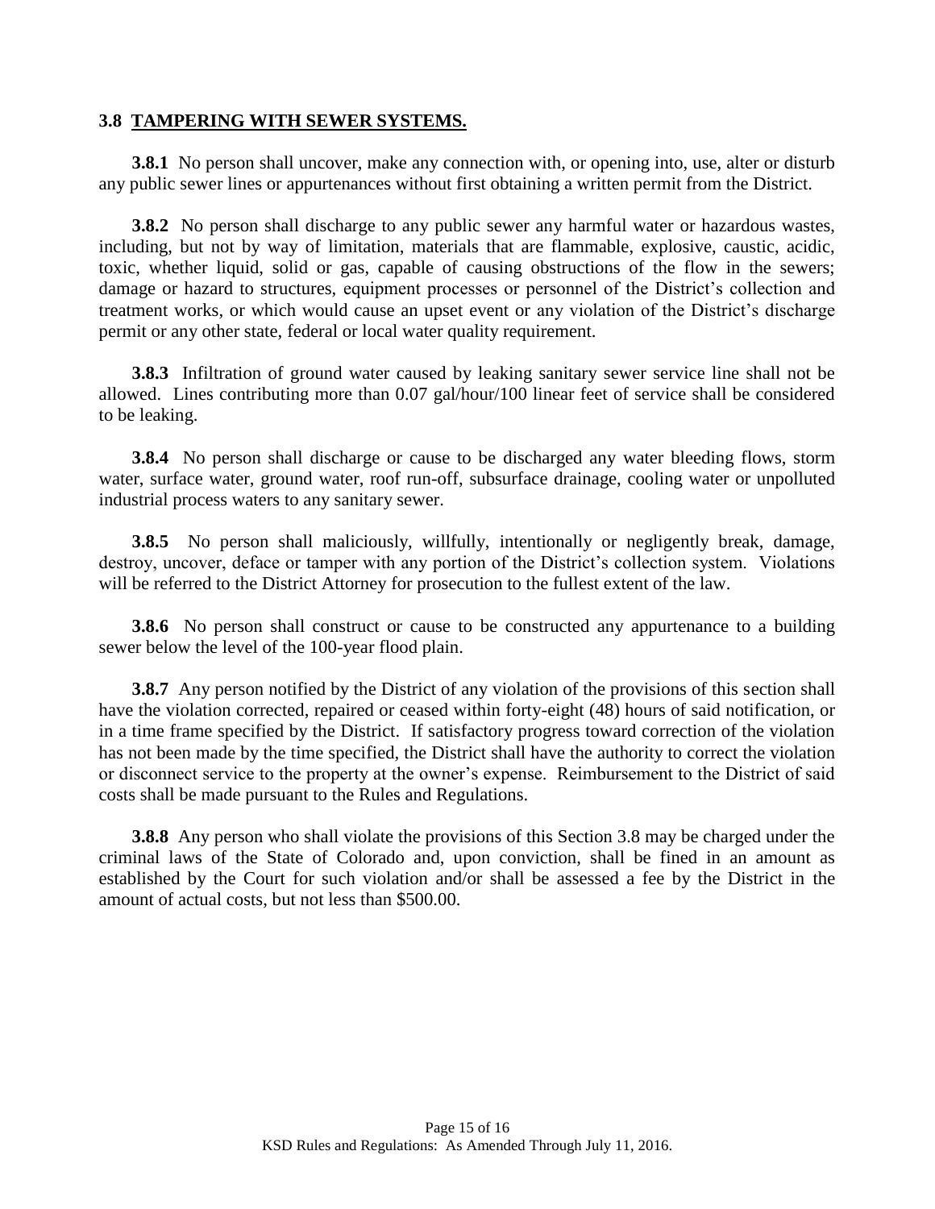### 3.8 TAMPERING WITH SEWER SYSTEMS.

**3.8.1** No person shall uncover, make any connection with, or opening into, use, alter or disturb any public sewer lines or appurtenances without first obtaining a written permit from the District.

**3.8.2** No person shall discharge to any public sewer any harmful water or hazardous wastes, including, but not by way of limitation, materials that are flammable, explosive, caustic, acidic, toxic, whether liquid, solid or gas, capable of causing obstructions of the flow in the sewers; damage or hazard to structures, equipment processes or personnel of the District's collection and treatment works, or which would cause an upset event or any violation of the District's discharge permit or any other state, federal or local water quality requirement.

**3.8.3** Infiltration of ground water caused by leaking sanitary sewer service line shall not be allowed. Lines contributing more than 0.07 gal/hour/100 linear feet of service shall be considered to be leaking.

**3.8.4** No person shall discharge or cause to be discharged any water bleeding flows, storm water, surface water, ground water, roof run-off, subsurface drainage, cooling water or unpolluted industrial process waters to any sanitary sewer.

**3.8.5** No person shall maliciously, willfully, intentionally or negligently break, damage, destroy, uncover, deface or tamper with any portion of the District's collection system. Violations will be referred to the District Attorney for prosecution to the fullest extent of the law.

**3.8.6** No person shall construct or cause to be constructed any appurtenance to a building sewer below the level of the 100-year flood plain.

**3.8.7** Any person notified by the District of any violation of the provisions of this section shall have the violation corrected, repaired or ceased within forty-eight (48) hours of said notification, or in a time frame specified by the District. If satisfactory progress toward correction of the violation has not been made by the time specified, the District shall have the authority to correct the violation or disconnect service to the property at the owner's expense. Reimbursement to the District of said costs shall be made pursuant to the Rules and Regulations.

**3.8.8** Any person who shall violate the provisions of this Section 3.8 may be charged under the criminal laws of the State of Colorado and, upon conviction, shall be fined in an amount as established by the Court for such violation and/or shall be assessed a fee by the District in the amount of actual costs, but not less than $500.00.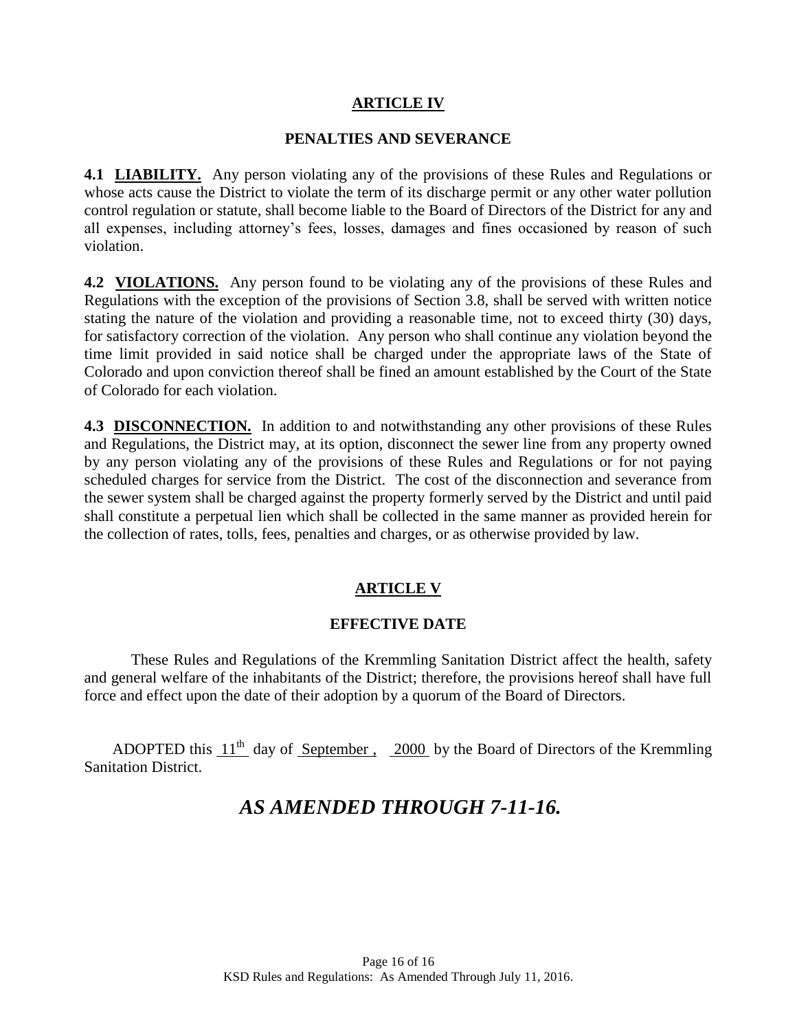## ARTICLE IV

### PENALTIES AND SEVERANCE

**4.1 LIABILITY.** Any person violating any of the provisions of these Rules and Regulations or whose acts cause the District to violate the term of its discharge permit or any other water pollution control regulation or statute, shall become liable to the Board of Directors of the District for any and all expenses, including attorney's fees, losses, damages and fines occasioned by reason of such violation.

**4.2 VIOLATIONS.** Any person found to be violating any of the provisions of these Rules and Regulations with the exception of the provisions of Section 3.8, shall be served with written notice stating the nature of the violation and providing a reasonable time, not to exceed thirty (30) days, for satisfactory correction of the violation. Any person who shall continue any violation beyond the time limit provided in said notice shall be charged under the appropriate laws of the State of Colorado and upon conviction thereof shall be fined an amount established by the Court of the State of Colorado for each violation.

**4.3 DISCONNECTION.** In addition to and notwithstanding any other provisions of these Rules and Regulations, the District may, at its option, disconnect the sewer line from any property owned by any person violating any of the provisions of these Rules and Regulations or for not paying scheduled charges for service from the District. The cost of the disconnection and severance from the sewer system shall be charged against the property formerly served by the District and until paid shall constitute a perpetual lien which shall be collected in the same manner as provided herein for the collection of rates, tolls, fees, penalties and charges, or as otherwise provided by law.

## ARTICLE V

### EFFECTIVE DATE

These Rules and Regulations of the Kremmling Sanitation District affect the health, safety and general welfare of the inhabitants of the District; therefore, the provisions hereof shall have full force and effect upon the date of their adoption by a quorum of the Board of Directors.

ADOPTED this 11th day of September, 2000 by the Board of Directors of the Kremmling Sanitation District.

***AS AMENDED THROUGH 7-11-16.***